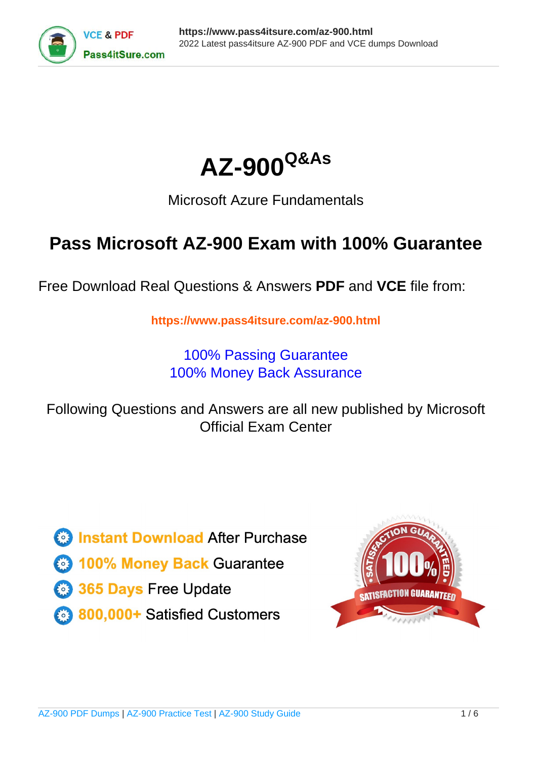# AZ-900 Q&As

Microsoft Azure Fundamentals

## Pass Microsoft AZ-900 Exam with 100% Guarantee

Free Download Real Questions & Answers **PDF** and **VCE** file from:

**https://www.pass4itsure.com/az-900.html**

100% Passing Guarantee
100% Money Back Assurance

Following Questions and Answers are all new published by Microsoft Official Exam Center

- Instant Download After Purchase
- 100% Money Back Guarantee
- 365 Days Free Update
- 800,000+ Satisfied Customers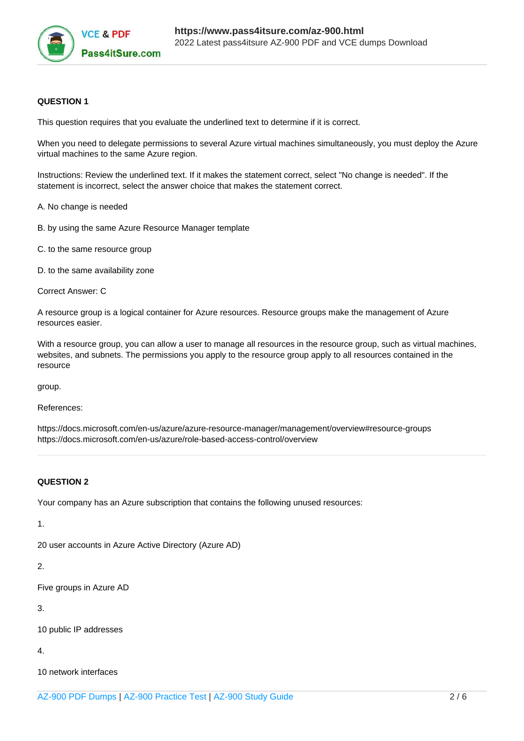**QUESTION 1**

This question requires that you evaluate the underlined text to determine if it is correct.

When you need to delegate permissions to several Azure virtual machines simultaneously, you must deploy the Azure virtual machines to the same Azure region.

Instructions: Review the underlined text. If it makes the statement correct, select "No change is needed". If the statement is incorrect, select the answer choice that makes the statement correct.

A. No change is needed

B. by using the same Azure Resource Manager template

C. to the same resource group

D. to the same availability zone

Correct Answer: C

A resource group is a logical container for Azure resources. Resource groups make the management of Azure resources easier.

With a resource group, you can allow a user to manage all resources in the resource group, such as virtual machines, websites, and subnets. The permissions you apply to the resource group apply to all resources contained in the resource

group.

References:

https://docs.microsoft.com/en-us/azure/azure-resource-manager/management/overview#resource-groups
https://docs.microsoft.com/en-us/azure/role-based-access-control/overview

**QUESTION 2**

Your company has an Azure subscription that contains the following unused resources:

1.

20 user accounts in Azure Active Directory (Azure AD)

2.

Five groups in Azure AD

3.

10 public IP addresses

4.

10 network interfaces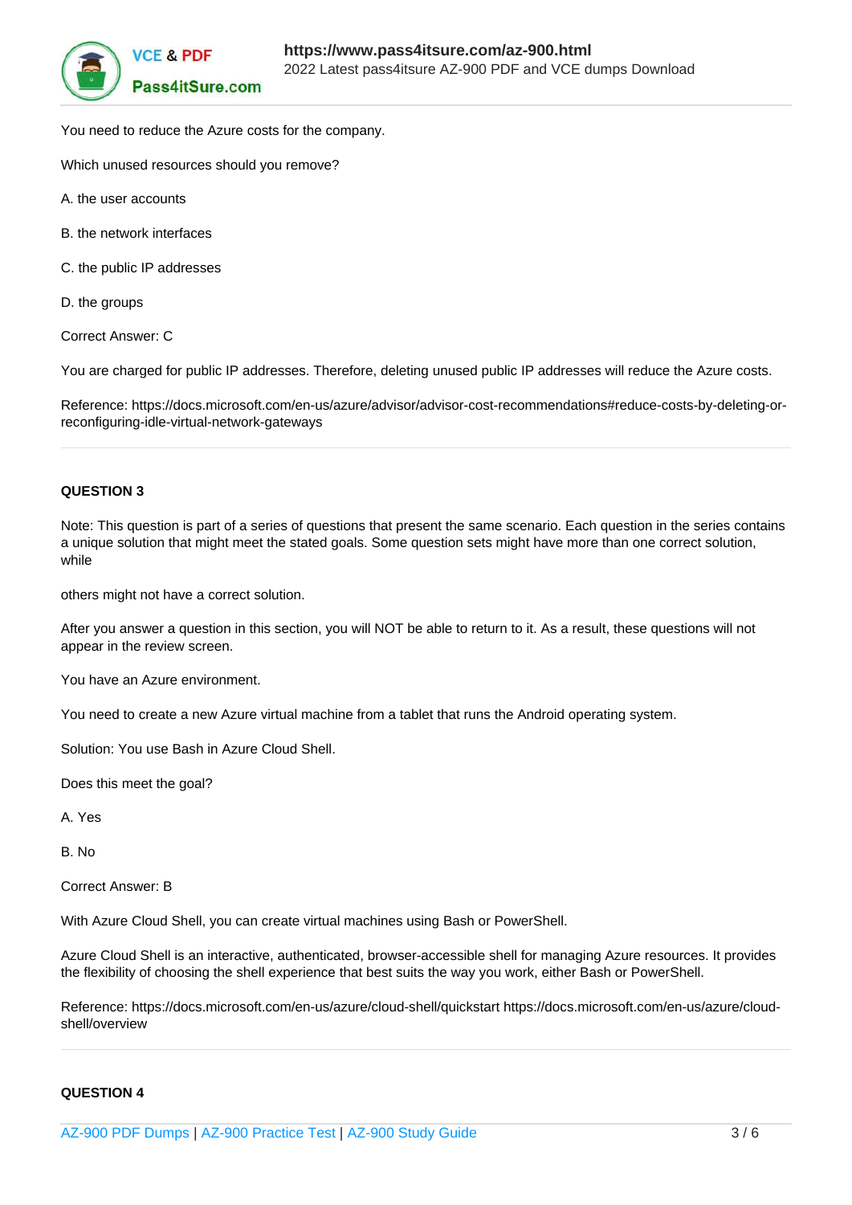You need to reduce the Azure costs for the company.

Which unused resources should you remove?

A. the user accounts

B. the network interfaces

C. the public IP addresses

D. the groups

Correct Answer: C

You are charged for public IP addresses. Therefore, deleting unused public IP addresses will reduce the Azure costs.

Reference: https://docs.microsoft.com/en-us/azure/advisor/advisor-cost-recommendations#reduce-costs-by-deleting-or-reconfiguring-idle-virtual-network-gateways

---

**QUESTION 3**

Note: This question is part of a series of questions that present the same scenario. Each question in the series contains a unique solution that might meet the stated goals. Some question sets might have more than one correct solution, while

others might not have a correct solution.

After you answer a question in this section, you will NOT be able to return to it. As a result, these questions will not appear in the review screen.

You have an Azure environment.

You need to create a new Azure virtual machine from a tablet that runs the Android operating system.

Solution: You use Bash in Azure Cloud Shell.

Does this meet the goal?

A. Yes

B. No

Correct Answer: B

With Azure Cloud Shell, you can create virtual machines using Bash or PowerShell.

Azure Cloud Shell is an interactive, authenticated, browser-accessible shell for managing Azure resources. It provides the flexibility of choosing the shell experience that best suits the way you work, either Bash or PowerShell.

Reference: https://docs.microsoft.com/en-us/azure/cloud-shell/quickstart https://docs.microsoft.com/en-us/azure/cloud-shell/overview

---

**QUESTION 4**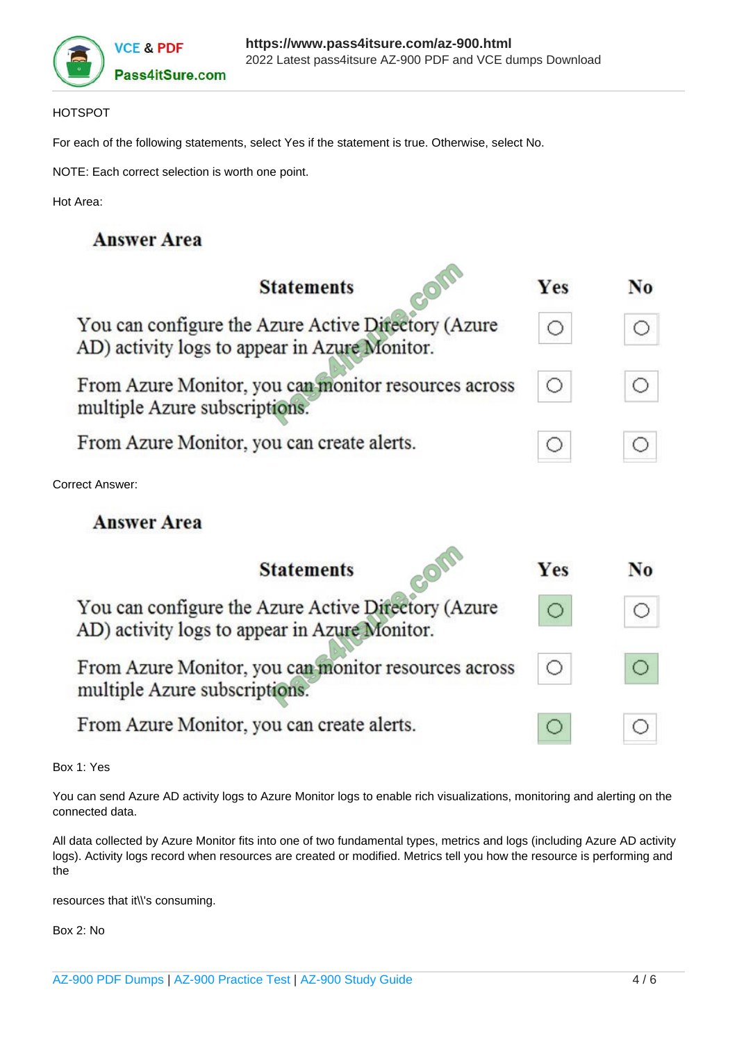HOTSPOT

For each of the following statements, select Yes if the statement is true. Otherwise, select No.

NOTE: Each correct selection is worth one point.

Hot Area:

**Answer Area**

| Statements | Yes | No |
|---|---|---|
| You can configure the Azure Active Directory (Azure AD) activity logs to appear in Azure Monitor. | ○ | ○ |
| From Azure Monitor, you can monitor resources across multiple Azure subscriptions. | ○ | ○ |
| From Azure Monitor, you can create alerts. | ○ | ○ |

Correct Answer:

**Answer Area**

| Statements | Yes | No |
|---|---|---|
| You can configure the Azure Active Directory (Azure AD) activity logs to appear in Azure Monitor. | ● | ○ |
| From Azure Monitor, you can monitor resources across multiple Azure subscriptions. | ○ | ● |
| From Azure Monitor, you can create alerts. | ● | ○ |

Box 1: Yes

You can send Azure AD activity logs to Azure Monitor logs to enable rich visualizations, monitoring and alerting on the connected data.

All data collected by Azure Monitor fits into one of two fundamental types, metrics and logs (including Azure AD activity logs). Activity logs record when resources are created or modified. Metrics tell you how the resource is performing and the

resources that it\\'s consuming.

Box 2: No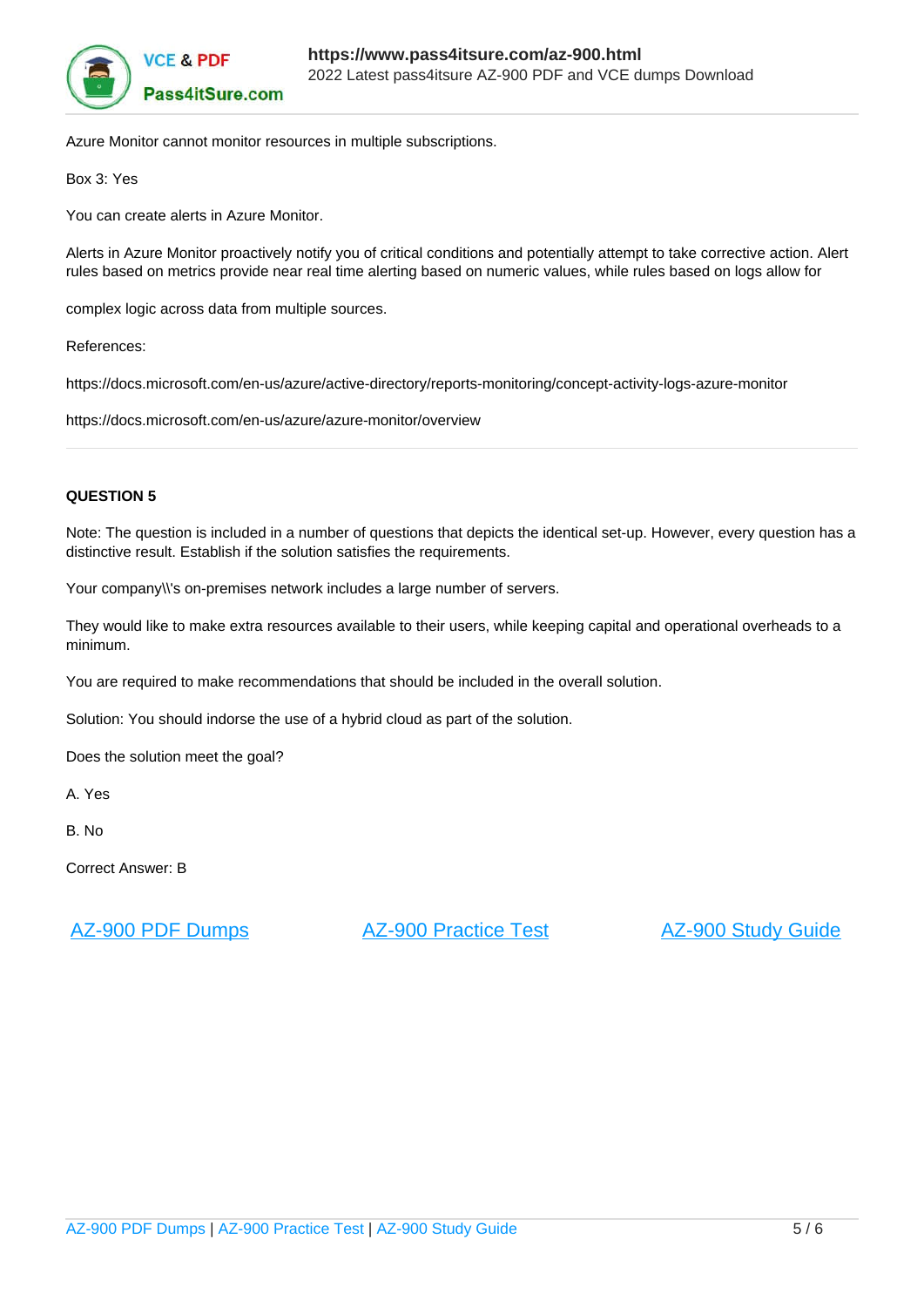Azure Monitor cannot monitor resources in multiple subscriptions.

Box 3: Yes

You can create alerts in Azure Monitor.

Alerts in Azure Monitor proactively notify you of critical conditions and potentially attempt to take corrective action. Alert rules based on metrics provide near real time alerting based on numeric values, while rules based on logs allow for

complex logic across data from multiple sources.

References:

https://docs.microsoft.com/en-us/azure/active-directory/reports-monitoring/concept-activity-logs-azure-monitor

https://docs.microsoft.com/en-us/azure/azure-monitor/overview

---

**QUESTION 5**

Note: The question is included in a number of questions that depicts the identical set-up. However, every question has a distinctive result. Establish if the solution satisfies the requirements.

Your company\\'s on-premises network includes a large number of servers.

They would like to make extra resources available to their users, while keeping capital and operational overheads to a minimum.

You are required to make recommendations that should be included in the overall solution.

Solution: You should indorse the use of a hybrid cloud as part of the solution.

Does the solution meet the goal?

A. Yes

B. No

Correct Answer: B

AZ-900 PDF Dumps | AZ-900 Practice Test | AZ-900 Study Guide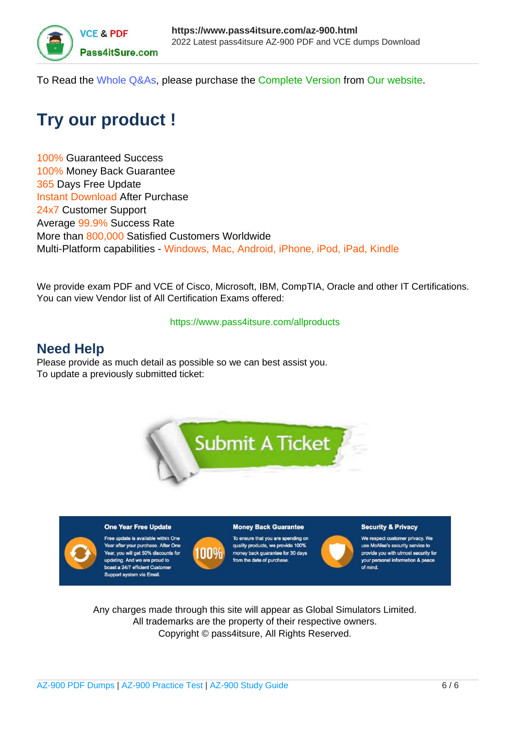To Read the Whole Q&As, please purchase the Complete Version from Our website.

# Try our product !

100% Guaranteed Success
100% Money Back Guarantee
365 Days Free Update
Instant Download After Purchase
24x7 Customer Support
Average 99.9% Success Rate
More than 800,000 Satisfied Customers Worldwide
Multi-Platform capabilities - Windows, Mac, Android, iPhone, iPod, iPad, Kindle

We provide exam PDF and VCE of Cisco, Microsoft, IBM, CompTIA, Oracle and other IT Certifications.
You can view Vendor list of All Certification Exams offered:

https://www.pass4itsure.com/allproducts

## Need Help

Please provide as much detail as possible so we can best assist you.
To update a previously submitted ticket:

Submit A Ticket

**One Year Free Update**
Free update is available within One Year after your purchase. After One Year, you will get 50% discounts for updating. And we are proud to boast a 24/7 efficient Customer Support system via Email.

**Money Back Guarantee**
To ensure that you are spending on quality products, we provide 100% money back guarantee for 30 days from the date of purchase.

**Security & Privacy**
We respect customer privacy. We use McAfee's security service to provide you with utmost security for your personal information & peace of mind.

Any charges made through this site will appear as Global Simulators Limited.
All trademarks are the property of their respective owners.
Copyright © pass4itsure, All Rights Reserved.